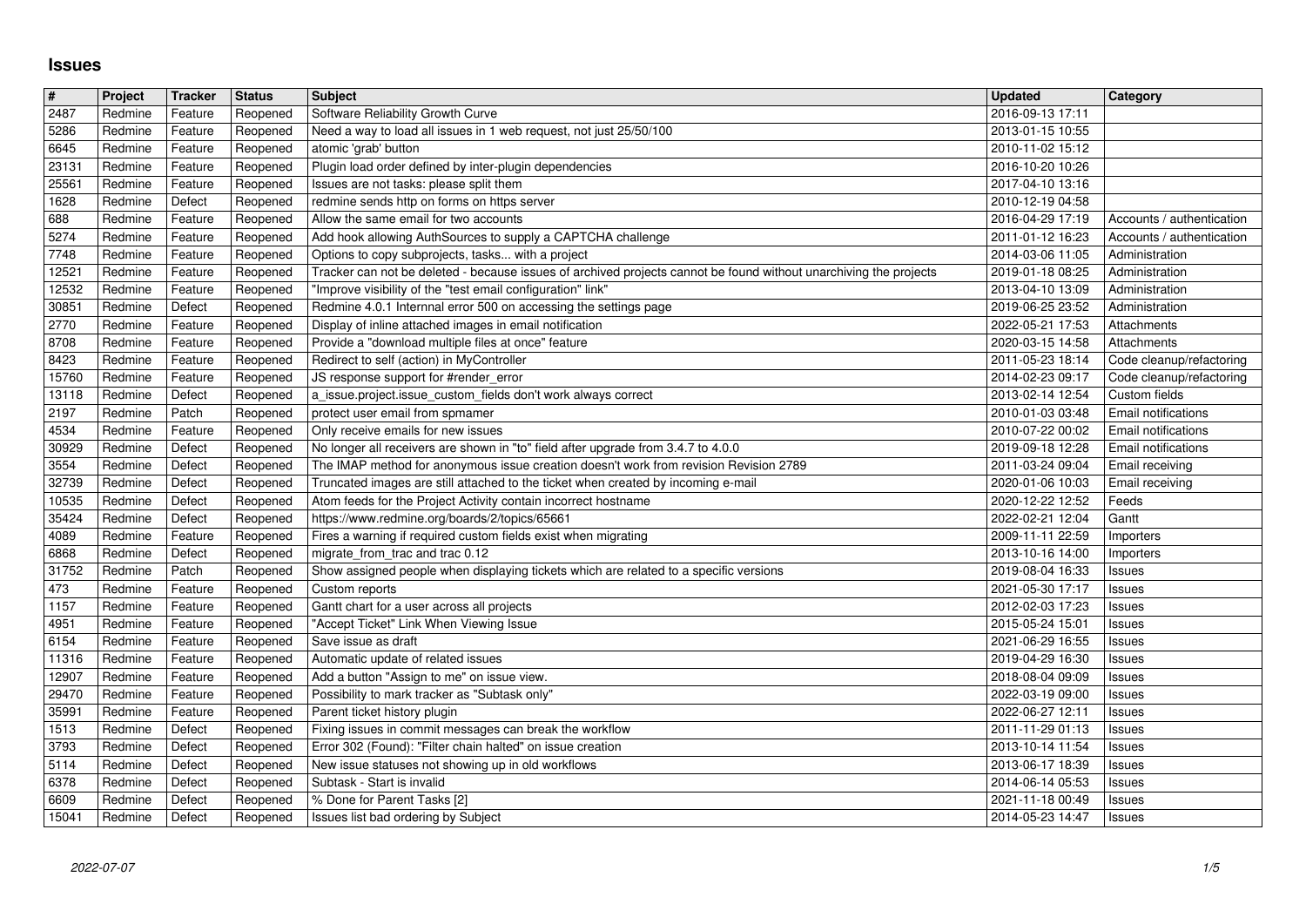# Issues

| # | Project | Tracker | Status | Subject | Updated | Category |
|---|---|---|---|---|---|---|
| 2487 | Redmine | Feature | Reopened | Software Reliability Growth Curve | 2016-09-13 17:11 | |
| 5286 | Redmine | Feature | Reopened | Need a way to load all issues in 1 web request, not just 25/50/100 | 2013-01-15 10:55 | |
| 6645 | Redmine | Feature | Reopened | atomic 'grab' button | 2010-11-02 15:12 | |
| 23131 | Redmine | Feature | Reopened | Plugin load order defined by inter-plugin dependencies | 2016-10-20 10:26 | |
| 25561 | Redmine | Feature | Reopened | Issues are not tasks: please split them | 2017-04-10 13:16 | |
| 1628 | Redmine | Defect | Reopened | redmine sends http on forms on https server | 2010-12-19 04:58 | |
| 688 | Redmine | Feature | Reopened | Allow the same email for two accounts | 2016-04-29 17:19 | Accounts / authentication |
| 5274 | Redmine | Feature | Reopened | Add hook allowing AuthSources to supply a CAPTCHA challenge | 2011-01-12 16:23 | Accounts / authentication |
| 7748 | Redmine | Feature | Reopened | Options to copy subprojects, tasks... with a project | 2014-03-06 11:05 | Administration |
| 12521 | Redmine | Feature | Reopened | Tracker can not be deleted - because issues of archived projects cannot be found without unarchiving the projects | 2019-01-18 08:25 | Administration |
| 12532 | Redmine | Feature | Reopened | "Improve visibility of the "test email configuration" link" | 2013-04-10 13:09 | Administration |
| 30851 | Redmine | Defect | Reopened | Redmine 4.0.1 Internnal error 500 on accessing the settings page | 2019-06-25 23:52 | Administration |
| 2770 | Redmine | Feature | Reopened | Display of inline attached images in email notification | 2022-05-21 17:53 | Attachments |
| 8708 | Redmine | Feature | Reopened | Provide a "download multiple files at once" feature | 2020-03-15 14:58 | Attachments |
| 8423 | Redmine | Feature | Reopened | Redirect to self (action) in MyController | 2011-05-23 18:14 | Code cleanup/refactoring |
| 15760 | Redmine | Feature | Reopened | JS response support for #render_error | 2014-02-23 09:17 | Code cleanup/refactoring |
| 13118 | Redmine | Defect | Reopened | a_issue.project.issue_custom_fields don't work always correct | 2013-02-14 12:54 | Custom fields |
| 2197 | Redmine | Patch | Reopened | protect user email from spmamer | 2010-01-03 03:48 | Email notifications |
| 4534 | Redmine | Feature | Reopened | Only receive emails for new issues | 2010-07-22 00:02 | Email notifications |
| 30929 | Redmine | Defect | Reopened | No longer all receivers are shown in "to" field after upgrade from 3.4.7 to 4.0.0 | 2019-09-18 12:28 | Email notifications |
| 3554 | Redmine | Defect | Reopened | The IMAP method for anonymous issue creation doesn't work from revision Revision 2789 | 2011-03-24 09:04 | Email receiving |
| 32739 | Redmine | Defect | Reopened | Truncated images are still attached to the ticket when created by incoming e-mail | 2020-01-06 10:03 | Email receiving |
| 10535 | Redmine | Defect | Reopened | Atom feeds for the Project Activity contain incorrect hostname | 2020-12-22 12:52 | Feeds |
| 35424 | Redmine | Defect | Reopened | https://www.redmine.org/boards/2/topics/65661 | 2022-02-21 12:04 | Gantt |
| 4089 | Redmine | Feature | Reopened | Fires a warning if required custom fields exist when migrating | 2009-11-11 22:59 | Importers |
| 6868 | Redmine | Defect | Reopened | migrate_from_trac and trac 0.12 | 2013-10-16 14:00 | Importers |
| 31752 | Redmine | Patch | Reopened | Show assigned people when displaying tickets which are related to a specific versions | 2019-08-04 16:33 | Issues |
| 473 | Redmine | Feature | Reopened | Custom reports | 2021-05-30 17:17 | Issues |
| 1157 | Redmine | Feature | Reopened | Gantt chart for a user across all projects | 2012-02-03 17:23 | Issues |
| 4951 | Redmine | Feature | Reopened | "Accept Ticket" Link When Viewing Issue | 2015-05-24 15:01 | Issues |
| 6154 | Redmine | Feature | Reopened | Save issue as draft | 2021-06-29 16:55 | Issues |
| 11316 | Redmine | Feature | Reopened | Automatic update of related issues | 2019-04-29 16:30 | Issues |
| 12907 | Redmine | Feature | Reopened | Add a button "Assign to me" on issue view. | 2018-08-04 09:09 | Issues |
| 29470 | Redmine | Feature | Reopened | Possibility to mark tracker as "Subtask only" | 2022-03-19 09:00 | Issues |
| 35991 | Redmine | Feature | Reopened | Parent ticket history plugin | 2022-06-27 12:11 | Issues |
| 1513 | Redmine | Defect | Reopened | Fixing issues in commit messages can break the workflow | 2011-11-29 01:13 | Issues |
| 3793 | Redmine | Defect | Reopened | Error 302 (Found): "Filter chain halted" on issue creation | 2013-10-14 11:54 | Issues |
| 5114 | Redmine | Defect | Reopened | New issue statuses not showing up in old workflows | 2013-06-17 18:39 | Issues |
| 6378 | Redmine | Defect | Reopened | Subtask - Start is invalid | 2014-06-14 05:53 | Issues |
| 6609 | Redmine | Defect | Reopened | % Done for Parent Tasks [2] | 2021-11-18 00:49 | Issues |
| 15041 | Redmine | Defect | Reopened | Issues list bad ordering by Subject | 2014-05-23 14:47 | Issues |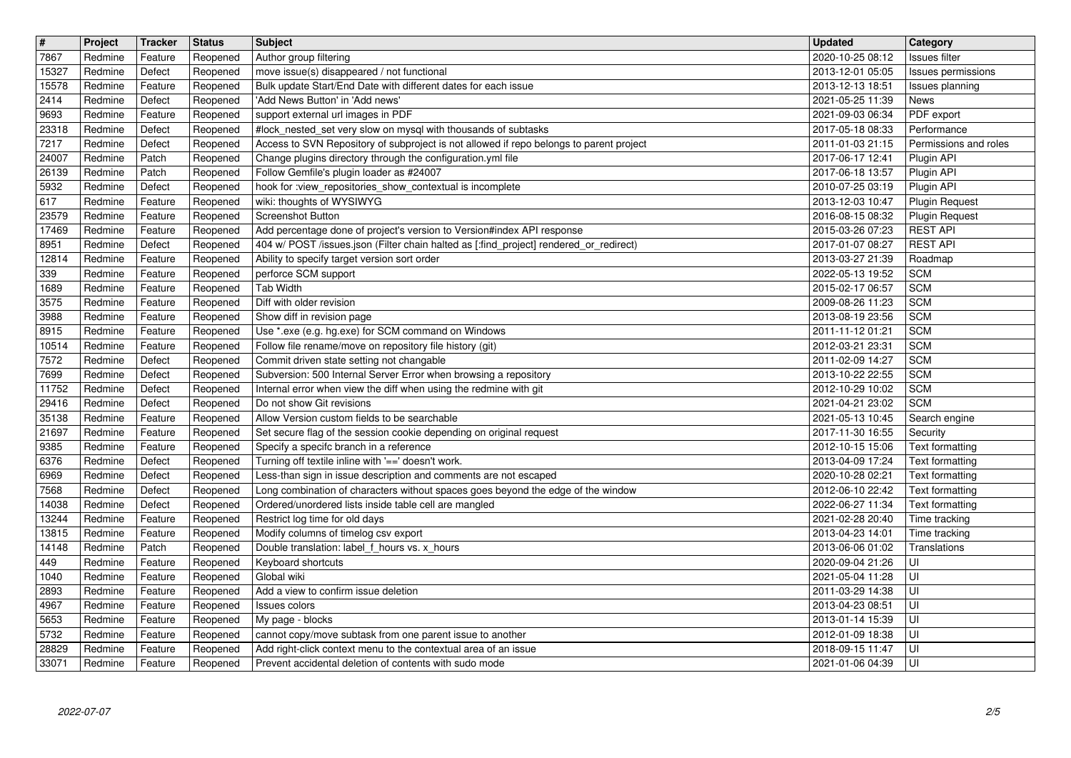| # | Project | Tracker | Status | Subject | Updated | Category |
| --- | --- | --- | --- | --- | --- | --- |
| 7867 | Redmine | Feature | Reopened | Author group filtering | 2020-10-25 08:12 | Issues filter |
| 15327 | Redmine | Defect | Reopened | move issue(s) disappeared / not functional | 2013-12-01 05:05 | Issues permissions |
| 15578 | Redmine | Feature | Reopened | Bulk update Start/End Date with different dates for each issue | 2013-12-13 18:51 | Issues planning |
| 2414 | Redmine | Defect | Reopened | 'Add News Button' in 'Add news' | 2021-05-25 11:39 | News |
| 9693 | Redmine | Feature | Reopened | support external url images in PDF | 2021-09-03 06:34 | PDF export |
| 23318 | Redmine | Defect | Reopened | #lock_nested_set very slow on mysql with thousands of subtasks | 2017-05-18 08:33 | Performance |
| 7217 | Redmine | Defect | Reopened | Access to SVN Repository of subproject is not allowed if repo belongs to parent project | 2011-01-03 21:15 | Permissions and roles |
| 24007 | Redmine | Patch | Reopened | Change plugins directory through the configuration.yml file | 2017-06-17 12:41 | Plugin API |
| 26139 | Redmine | Patch | Reopened | Follow Gemfile's plugin loader as #24007 | 2017-06-18 13:57 | Plugin API |
| 5932 | Redmine | Defect | Reopened | hook for :view_repositories_show_contextual is incomplete | 2010-07-25 03:19 | Plugin API |
| 617 | Redmine | Feature | Reopened | wiki: thoughts of WYSIWYG | 2013-12-03 10:47 | Plugin Request |
| 23579 | Redmine | Feature | Reopened | Screenshot Button | 2016-08-15 08:32 | Plugin Request |
| 17469 | Redmine | Feature | Reopened | Add percentage done of project's version to Version#index API response | 2015-03-26 07:23 | REST API |
| 8951 | Redmine | Defect | Reopened | 404 w/ POST /issues.json (Filter chain halted as [:find_project] rendered_or_redirect) | 2017-01-07 08:27 | REST API |
| 12814 | Redmine | Feature | Reopened | Ability to specify target version sort order | 2013-03-27 21:39 | Roadmap |
| 339 | Redmine | Feature | Reopened | perforce SCM support | 2022-05-13 19:52 | SCM |
| 1689 | Redmine | Feature | Reopened | Tab Width | 2015-02-17 06:57 | SCM |
| 3575 | Redmine | Feature | Reopened | Diff with older revision | 2009-08-26 11:23 | SCM |
| 3988 | Redmine | Feature | Reopened | Show diff in revision page | 2013-08-19 23:56 | SCM |
| 8915 | Redmine | Feature | Reopened | Use *.exe (e.g. hg.exe) for SCM command on Windows | 2011-11-12 01:21 | SCM |
| 10514 | Redmine | Feature | Reopened | Follow file rename/move on repository file history (git) | 2012-03-21 23:31 | SCM |
| 7572 | Redmine | Defect | Reopened | Commit driven state setting not changable | 2011-02-09 14:27 | SCM |
| 7699 | Redmine | Defect | Reopened | Subversion: 500 Internal Server Error when browsing a repository | 2013-10-22 22:55 | SCM |
| 11752 | Redmine | Defect | Reopened | Internal error when view the diff when using the redmine with git | 2012-10-29 10:02 | SCM |
| 29416 | Redmine | Defect | Reopened | Do not show Git revisions | 2021-04-21 23:02 | SCM |
| 35138 | Redmine | Feature | Reopened | Allow Version custom fields to be searchable | 2021-05-13 10:45 | Search engine |
| 21697 | Redmine | Feature | Reopened | Set secure flag of the session cookie depending on original request | 2017-11-30 16:55 | Security |
| 9385 | Redmine | Feature | Reopened | Specify a specifc branch in a reference | 2012-10-15 15:06 | Text formatting |
| 6376 | Redmine | Defect | Reopened | Turning off textile inline with '==' doesn't work. | 2013-04-09 17:24 | Text formatting |
| 6969 | Redmine | Defect | Reopened | Less-than sign in issue description and comments are not escaped | 2020-10-28 02:21 | Text formatting |
| 7568 | Redmine | Defect | Reopened | Long combination of characters without spaces goes beyond the edge of the window | 2012-06-10 22:42 | Text formatting |
| 14038 | Redmine | Defect | Reopened | Ordered/unordered lists inside table cell are mangled | 2022-06-27 11:34 | Text formatting |
| 13244 | Redmine | Feature | Reopened | Restrict log time for old days | 2021-02-28 20:40 | Time tracking |
| 13815 | Redmine | Feature | Reopened | Modify columns of timelog csv export | 2013-04-23 14:01 | Time tracking |
| 14148 | Redmine | Patch | Reopened | Double translation: label_f_hours vs. x_hours | 2013-06-06 01:02 | Translations |
| 449 | Redmine | Feature | Reopened | Keyboard shortcuts | 2020-09-04 21:26 | UI |
| 1040 | Redmine | Feature | Reopened | Global wiki | 2021-05-04 11:28 | UI |
| 2893 | Redmine | Feature | Reopened | Add a view to confirm issue deletion | 2011-03-29 14:38 | UI |
| 4967 | Redmine | Feature | Reopened | Issues colors | 2013-04-23 08:51 | UI |
| 5653 | Redmine | Feature | Reopened | My page - blocks | 2013-01-14 15:39 | UI |
| 5732 | Redmine | Feature | Reopened | cannot copy/move subtask from one parent issue to another | 2012-01-09 18:38 | UI |
| 28829 | Redmine | Feature | Reopened | Add right-click context menu to the contextual area of an issue | 2018-09-15 11:47 | UI |
| 33071 | Redmine | Feature | Reopened | Prevent accidental deletion of contents with sudo mode | 2021-01-06 04:39 | UI |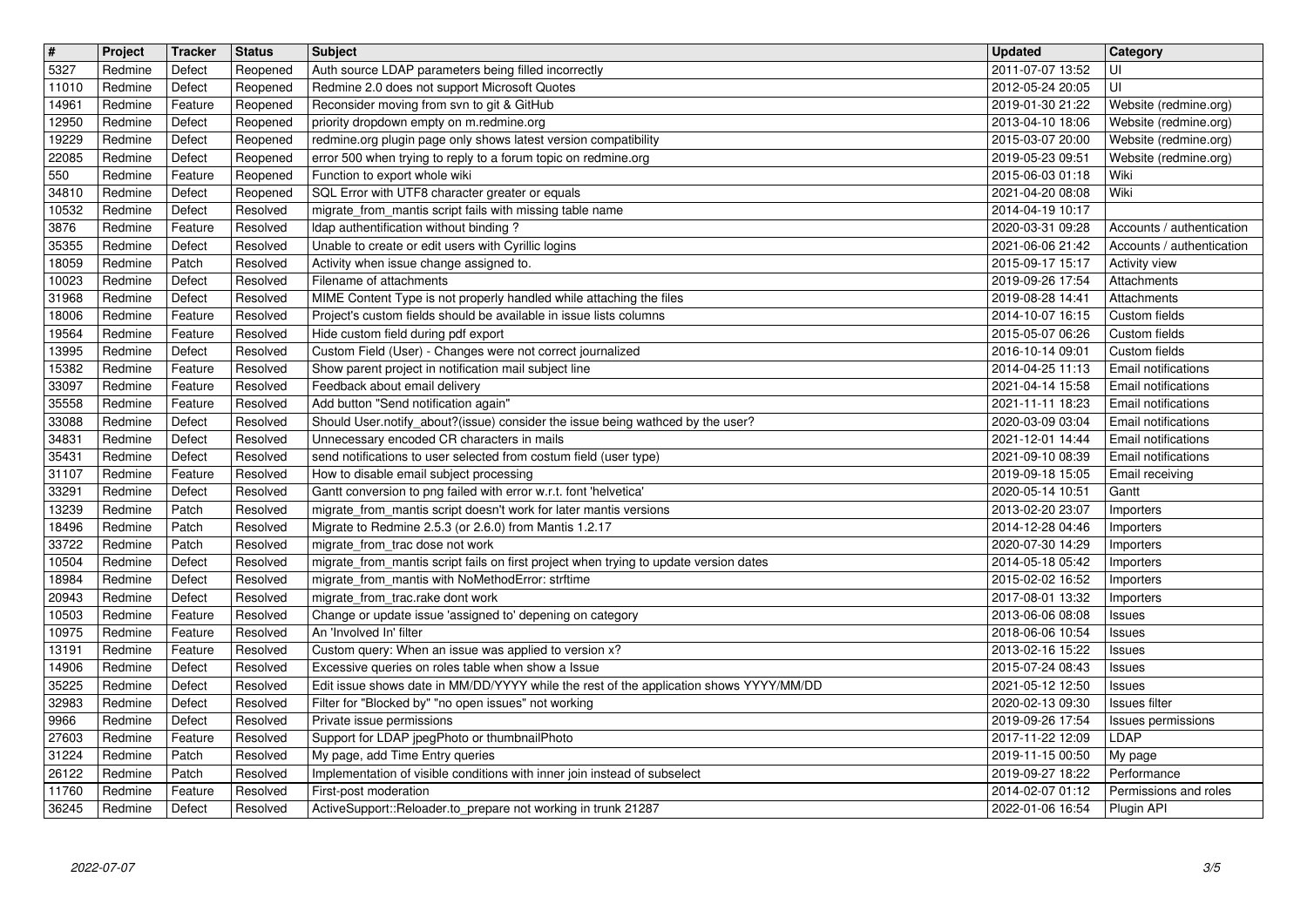| # | Project | Tracker | Status | Subject | Updated | Category |
|---|---|---|---|---|---|---|
| 5327 | Redmine | Defect | Reopened | Auth source LDAP parameters being filled incorrectly | 2011-07-07 13:52 | UI |
| 11010 | Redmine | Defect | Reopened | Redmine 2.0 does not support Microsoft Quotes | 2012-05-24 20:05 | UI |
| 14961 | Redmine | Feature | Reopened | Reconsider moving from svn to git & GitHub | 2019-01-30 21:22 | Website (redmine.org) |
| 12950 | Redmine | Defect | Reopened | priority dropdown empty on m.redmine.org | 2013-04-10 18:06 | Website (redmine.org) |
| 19229 | Redmine | Defect | Reopened | redmine.org plugin page only shows latest version compatibility | 2015-03-07 20:00 | Website (redmine.org) |
| 22085 | Redmine | Defect | Reopened | error 500 when trying to reply to a forum topic on redmine.org | 2019-05-23 09:51 | Website (redmine.org) |
| 550 | Redmine | Feature | Reopened | Function to export whole wiki | 2015-06-03 01:18 | Wiki |
| 34810 | Redmine | Defect | Reopened | SQL Error with UTF8 character greater or equals | 2021-04-20 08:08 | Wiki |
| 10532 | Redmine | Defect | Resolved | migrate_from_mantis script fails with missing table name | 2014-04-19 10:17 | |
| 3876 | Redmine | Feature | Resolved | ldap authentification without binding ? | 2020-03-31 09:28 | Accounts / authentication |
| 35355 | Redmine | Defect | Resolved | Unable to create or edit users with Cyrillic logins | 2021-06-06 21:42 | Accounts / authentication |
| 18059 | Redmine | Patch | Resolved | Activity when issue change assigned to. | 2015-09-17 15:17 | Activity view |
| 10023 | Redmine | Defect | Resolved | Filename of attachments | 2019-09-26 17:54 | Attachments |
| 31968 | Redmine | Defect | Resolved | MIME Content Type is not properly handled while attaching the files | 2019-08-28 14:41 | Attachments |
| 18006 | Redmine | Feature | Resolved | Project's custom fields should be available in issue lists columns | 2014-10-07 16:15 | Custom fields |
| 19564 | Redmine | Feature | Resolved | Hide custom field during pdf export | 2015-05-07 06:26 | Custom fields |
| 13995 | Redmine | Defect | Resolved | Custom Field (User) - Changes were not correct journalized | 2016-10-14 09:01 | Custom fields |
| 15382 | Redmine | Feature | Resolved | Show parent project in notification mail subject line | 2014-04-25 11:13 | Email notifications |
| 33097 | Redmine | Feature | Resolved | Feedback about email delivery | 2021-04-14 15:58 | Email notifications |
| 35558 | Redmine | Feature | Resolved | Add button "Send notification again" | 2021-11-11 18:23 | Email notifications |
| 33088 | Redmine | Defect | Resolved | Should User.notify_about?(issue) consider the issue being wathced by the user? | 2020-03-09 03:04 | Email notifications |
| 34831 | Redmine | Defect | Resolved | Unnecessary encoded CR characters in mails | 2021-12-01 14:44 | Email notifications |
| 35431 | Redmine | Defect | Resolved | send notifications to user selected from costum field (user type) | 2021-09-10 08:39 | Email notifications |
| 31107 | Redmine | Feature | Resolved | How to disable email subject processing | 2019-09-18 15:05 | Email receiving |
| 33291 | Redmine | Defect | Resolved | Gantt conversion to png failed with error w.r.t. font 'helvetica' | 2020-05-14 10:51 | Gantt |
| 13239 | Redmine | Patch | Resolved | migrate_from_mantis script doesn't work for later mantis versions | 2013-02-20 23:07 | Importers |
| 18496 | Redmine | Patch | Resolved | Migrate to Redmine 2.5.3 (or 2.6.0) from Mantis 1.2.17 | 2014-12-28 04:46 | Importers |
| 33722 | Redmine | Patch | Resolved | migrate_from_trac dose not work | 2020-07-30 14:29 | Importers |
| 10504 | Redmine | Defect | Resolved | migrate_from_mantis script fails on first project when trying to update version dates | 2014-05-18 05:42 | Importers |
| 18984 | Redmine | Defect | Resolved | migrate_from_mantis with NoMethodError: strftime | 2015-02-02 16:52 | Importers |
| 20943 | Redmine | Defect | Resolved | migrate_from_trac.rake dont work | 2017-08-01 13:32 | Importers |
| 10503 | Redmine | Feature | Resolved | Change or update issue 'assigned to' depening on category | 2013-06-06 08:08 | Issues |
| 10975 | Redmine | Feature | Resolved | An 'Involved In' filter | 2018-06-06 10:54 | Issues |
| 13191 | Redmine | Feature | Resolved | Custom query: When an issue was applied to version x? | 2013-02-16 15:22 | Issues |
| 14906 | Redmine | Defect | Resolved | Excessive queries on roles table when show a Issue | 2015-07-24 08:43 | Issues |
| 35225 | Redmine | Defect | Resolved | Edit issue shows date in MM/DD/YYYY while the rest of the application shows YYYY/MM/DD | 2021-05-12 12:50 | Issues |
| 32983 | Redmine | Defect | Resolved | Filter for "Blocked by" "no open issues" not working | 2020-02-13 09:30 | Issues filter |
| 9966 | Redmine | Defect | Resolved | Private issue permissions | 2019-09-26 17:54 | Issues permissions |
| 27603 | Redmine | Feature | Resolved | Support for LDAP jpegPhoto or thumbnailPhoto | 2017-11-22 12:09 | LDAP |
| 31224 | Redmine | Patch | Resolved | My page, add Time Entry queries | 2019-11-15 00:50 | My page |
| 26122 | Redmine | Patch | Resolved | Implementation of visible conditions with inner join instead of subselect | 2019-09-27 18:22 | Performance |
| 11760 | Redmine | Feature | Resolved | First-post moderation | 2014-02-07 01:12 | Permissions and roles |
| 36245 | Redmine | Defect | Resolved | ActiveSupport::Reloader.to_prepare not working in trunk 21287 | 2022-01-06 16:54 | Plugin API |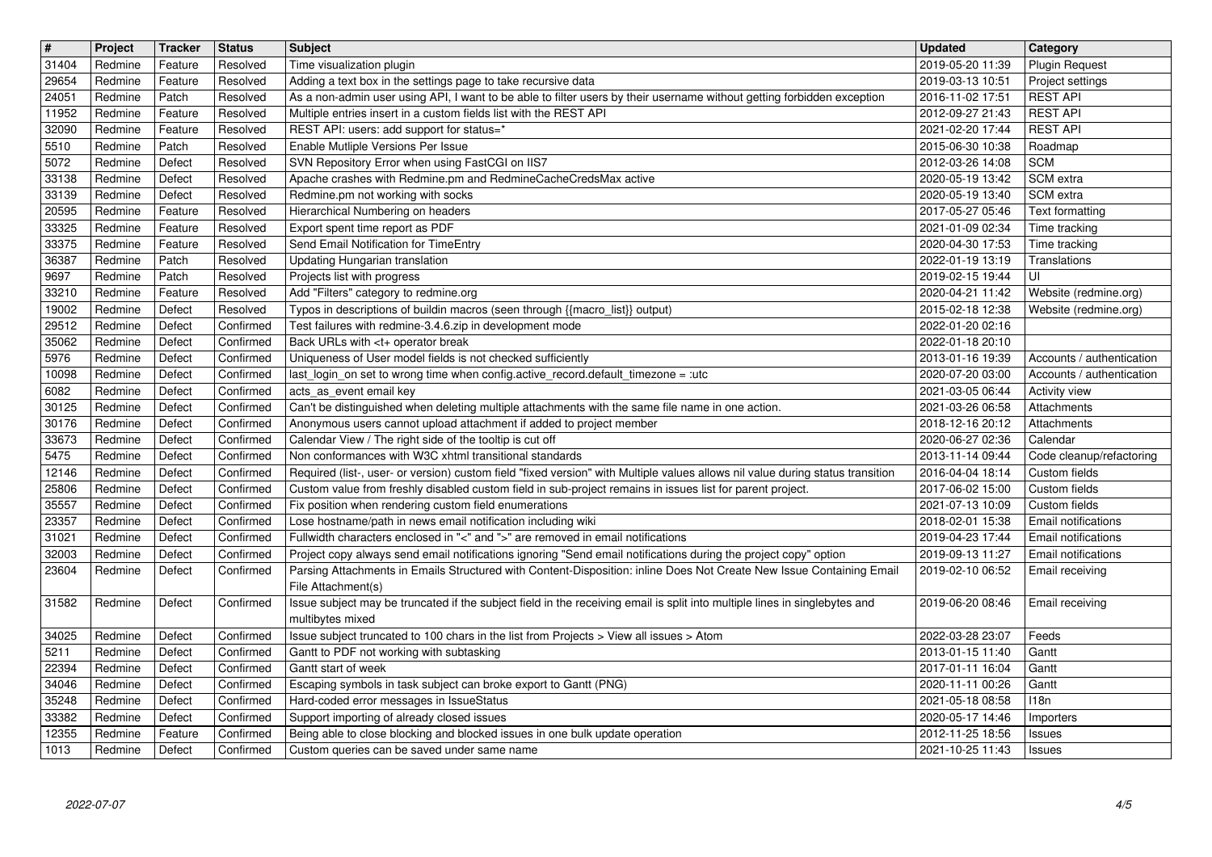| # | Project | Tracker | Status | Subject | Updated | Category |
|---|---|---|---|---|---|---|
| 31404 | Redmine | Feature | Resolved | Time visualization plugin | 2019-05-20 11:39 | Plugin Request |
| 29654 | Redmine | Feature | Resolved | Adding a text box in the settings page to take recursive data | 2019-03-13 10:51 | Project settings |
| 24051 | Redmine | Patch | Resolved | As a non-admin user using API, I want to be able to filter users by their username without getting forbidden exception | 2016-11-02 17:51 | REST API |
| 11952 | Redmine | Feature | Resolved | Multiple entries insert in a custom fields list with the REST API | 2012-09-27 21:43 | REST API |
| 32090 | Redmine | Feature | Resolved | REST API: users: add support for status=* | 2021-02-20 17:44 | REST API |
| 5510 | Redmine | Patch | Resolved | Enable Mutliple Versions Per Issue | 2015-06-30 10:38 | Roadmap |
| 5072 | Redmine | Defect | Resolved | SVN Repository Error when using FastCGI on IIS7 | 2012-03-26 14:08 | SCM |
| 33138 | Redmine | Defect | Resolved | Apache crashes with Redmine.pm and RedmineCacheCredsMax active | 2020-05-19 13:42 | SCM extra |
| 33139 | Redmine | Defect | Resolved | Redmine.pm not working with socks | 2020-05-19 13:40 | SCM extra |
| 20595 | Redmine | Feature | Resolved | Hierarchical Numbering on headers | 2017-05-27 05:46 | Text formatting |
| 33325 | Redmine | Feature | Resolved | Export spent time report as PDF | 2021-01-09 02:34 | Time tracking |
| 33375 | Redmine | Feature | Resolved | Send Email Notification for TimeEntry | 2020-04-30 17:53 | Time tracking |
| 36387 | Redmine | Patch | Resolved | Updating Hungarian translation | 2022-01-19 13:19 | Translations |
| 9697 | Redmine | Patch | Resolved | Projects list with progress | 2019-02-15 19:44 | UI |
| 33210 | Redmine | Feature | Resolved | Add "Filters" category to redmine.org | 2020-04-21 11:42 | Website (redmine.org) |
| 19002 | Redmine | Defect | Resolved | Typos in descriptions of buildin macros (seen through {{macro_list}} output) | 2015-02-18 12:38 | Website (redmine.org) |
| 29512 | Redmine | Defect | Confirmed | Test failures with redmine-3.4.6.zip in development mode | 2022-01-20 02:16 | |
| 35062 | Redmine | Defect | Confirmed | Back URLs with <t+ operator break | 2022-01-18 20:10 | |
| 5976 | Redmine | Defect | Confirmed | Uniqueness of User model fields is not checked sufficiently | 2013-01-16 19:39 | Accounts / authentication |
| 10098 | Redmine | Defect | Confirmed | last_login_on set to wrong time when config.active_record.default_timezone = :utc | 2020-07-20 03:00 | Accounts / authentication |
| 6082 | Redmine | Defect | Confirmed | acts_as_event email key | 2021-03-05 06:44 | Activity view |
| 30125 | Redmine | Defect | Confirmed | Can't be distinguished when deleting multiple attachments with the same file name in one action. | 2021-03-26 06:58 | Attachments |
| 30176 | Redmine | Defect | Confirmed | Anonymous users cannot upload attachment if added to project member | 2018-12-16 20:12 | Attachments |
| 33673 | Redmine | Defect | Confirmed | Calendar View / The right side of the tooltip is cut off | 2020-06-27 02:36 | Calendar |
| 5475 | Redmine | Defect | Confirmed | Non conformances with W3C xhtml transitional standards | 2013-11-14 09:44 | Code cleanup/refactoring |
| 12146 | Redmine | Defect | Confirmed | Required (list-, user- or version) custom field "fixed version" with Multiple values allows nil value during status transition | 2016-04-04 18:14 | Custom fields |
| 25806 | Redmine | Defect | Confirmed | Custom value from freshly disabled custom field in sub-project remains in issues list for parent project. | 2017-06-02 15:00 | Custom fields |
| 35557 | Redmine | Defect | Confirmed | Fix position when rendering custom field enumerations | 2021-07-13 10:09 | Custom fields |
| 23357 | Redmine | Defect | Confirmed | Lose hostname/path in news email notification including wiki | 2018-02-01 15:38 | Email notifications |
| 31021 | Redmine | Defect | Confirmed | Fullwidth characters enclosed in "<" and ">" are removed in email notifications | 2019-04-23 17:44 | Email notifications |
| 32003 | Redmine | Defect | Confirmed | Project copy always send email notifications ignoring "Send email notifications during the project copy" option | 2019-09-13 11:27 | Email notifications |
| 23604 | Redmine | Defect | Confirmed | Parsing Attachments in Emails Structured with Content-Disposition: inline Does Not Create New Issue Containing Email File Attachment(s) | 2019-02-10 06:52 | Email receiving |
| 31582 | Redmine | Defect | Confirmed | Issue subject may be truncated if the subject field in the receiving email is split into multiple lines in singlebytes and multibytes mixed | 2019-06-20 08:46 | Email receiving |
| 34025 | Redmine | Defect | Confirmed | Issue subject truncated to 100 chars in the list from Projects > View all issues > Atom | 2022-03-28 23:07 | Feeds |
| 5211 | Redmine | Defect | Confirmed | Gantt to PDF not working with subtasking | 2013-01-15 11:40 | Gantt |
| 22394 | Redmine | Defect | Confirmed | Gantt start of week | 2017-01-11 16:04 | Gantt |
| 34046 | Redmine | Defect | Confirmed | Escaping symbols in task subject can broke export to Gantt (PNG) | 2020-11-11 00:26 | Gantt |
| 35248 | Redmine | Defect | Confirmed | Hard-coded error messages in IssueStatus | 2021-05-18 08:58 | I18n |
| 33382 | Redmine | Defect | Confirmed | Support importing of already closed issues | 2020-05-17 14:46 | Importers |
| 12355 | Redmine | Feature | Confirmed | Being able to close blocking and blocked issues in one bulk update operation | 2012-11-25 18:56 | Issues |
| 1013 | Redmine | Defect | Confirmed | Custom queries can be saved under same name | 2021-10-25 11:43 | Issues |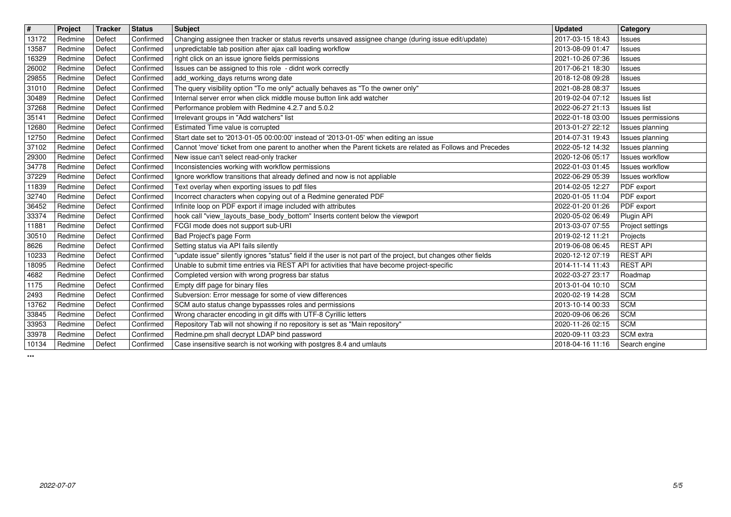| # | Project | Tracker | Status | Subject | Updated | Category |
| --- | --- | --- | --- | --- | --- | --- |
| 13172 | Redmine | Defect | Confirmed | Changing assignee then tracker or status reverts unsaved assignee change (during issue edit/update) | 2017-03-15 18:43 | Issues |
| 13587 | Redmine | Defect | Confirmed | unpredictable tab position after ajax call loading workflow | 2013-08-09 01:47 | Issues |
| 16329 | Redmine | Defect | Confirmed | right click on an issue ignore fields permissions | 2021-10-26 07:36 | Issues |
| 26002 | Redmine | Defect | Confirmed | Issues can be assigned to this role - didnt work correctly | 2017-06-21 18:30 | Issues |
| 29855 | Redmine | Defect | Confirmed | add_working_days returns wrong date | 2018-12-08 09:28 | Issues |
| 31010 | Redmine | Defect | Confirmed | The query visibility option "To me only" actually behaves as "To the owner only" | 2021-08-28 08:37 | Issues |
| 30489 | Redmine | Defect | Confirmed | Internal server error when click middle mouse button link add watcher | 2019-02-04 07:12 | Issues list |
| 37268 | Redmine | Defect | Confirmed | Performance problem with Redmine 4.2.7 and 5.0.2 | 2022-06-27 21:13 | Issues list |
| 35141 | Redmine | Defect | Confirmed | Irrelevant groups in "Add watchers" list | 2022-01-18 03:00 | Issues permissions |
| 12680 | Redmine | Defect | Confirmed | Estimated Time value is corrupted | 2013-01-27 22:12 | Issues planning |
| 12750 | Redmine | Defect | Confirmed | Start date set to '2013-01-05 00:00:00' instead of '2013-01-05' when editing an issue | 2014-07-31 19:43 | Issues planning |
| 37102 | Redmine | Defect | Confirmed | Cannot 'move' ticket from one parent to another when the Parent tickets are related as Follows and Precedes | 2022-05-12 14:32 | Issues planning |
| 29300 | Redmine | Defect | Confirmed | New issue can't select read-only tracker | 2020-12-06 05:17 | Issues workflow |
| 34778 | Redmine | Defect | Confirmed | Inconsistencies working with workflow permissions | 2022-01-03 01:45 | Issues workflow |
| 37229 | Redmine | Defect | Confirmed | Ignore workflow transitions that already defined and now is not appliable | 2022-06-29 05:39 | Issues workflow |
| 11839 | Redmine | Defect | Confirmed | Text overlay when exporting issues to pdf files | 2014-02-05 12:27 | PDF export |
| 32740 | Redmine | Defect | Confirmed | Incorrect characters when copying out of a Redmine generated PDF | 2020-01-05 11:04 | PDF export |
| 36452 | Redmine | Defect | Confirmed | Infinite loop on PDF export if image included with attributes | 2022-01-20 01:26 | PDF export |
| 33374 | Redmine | Defect | Confirmed | hook call "view_layouts_base_body_bottom" Inserts content below the viewport | 2020-05-02 06:49 | Plugin API |
| 11881 | Redmine | Defect | Confirmed | FCGI mode does not support sub-URI | 2013-03-07 07:55 | Project settings |
| 30510 | Redmine | Defect | Confirmed | Bad Project's page Form | 2019-02-12 11:21 | Projects |
| 8626 | Redmine | Defect | Confirmed | Setting status via API fails silently | 2019-06-08 06:45 | REST API |
| 10233 | Redmine | Defect | Confirmed | "update issue" silently ignores "status" field if the user is not part of the project, but changes other fields | 2020-12-12 07:19 | REST API |
| 18095 | Redmine | Defect | Confirmed | Unable to submit time entries via REST API for activities that have become project-specific | 2014-11-14 11:43 | REST API |
| 4682 | Redmine | Defect | Confirmed | Completed version with wrong progress bar status | 2022-03-27 23:17 | Roadmap |
| 1175 | Redmine | Defect | Confirmed | Empty diff page for binary files | 2013-01-04 10:10 | SCM |
| 2493 | Redmine | Defect | Confirmed | Subversion: Error message for some of view differences | 2020-02-19 14:28 | SCM |
| 13762 | Redmine | Defect | Confirmed | SCM auto status change bypassses roles and permissions | 2013-10-14 00:33 | SCM |
| 33845 | Redmine | Defect | Confirmed | Wrong character encoding in git diffs with UTF-8 Cyrillic letters | 2020-09-06 06:26 | SCM |
| 33953 | Redmine | Defect | Confirmed | Repository Tab will not showing if no repository is set as "Main repository" | 2020-11-26 02:15 | SCM |
| 33978 | Redmine | Defect | Confirmed | Redmine.pm shall decrypt LDAP bind password | 2020-09-11 03:23 | SCM extra |
| 10134 | Redmine | Defect | Confirmed | Case insensitive search is not working with postgres 8.4 and umlauts | 2018-04-16 11:16 | Search engine |

...